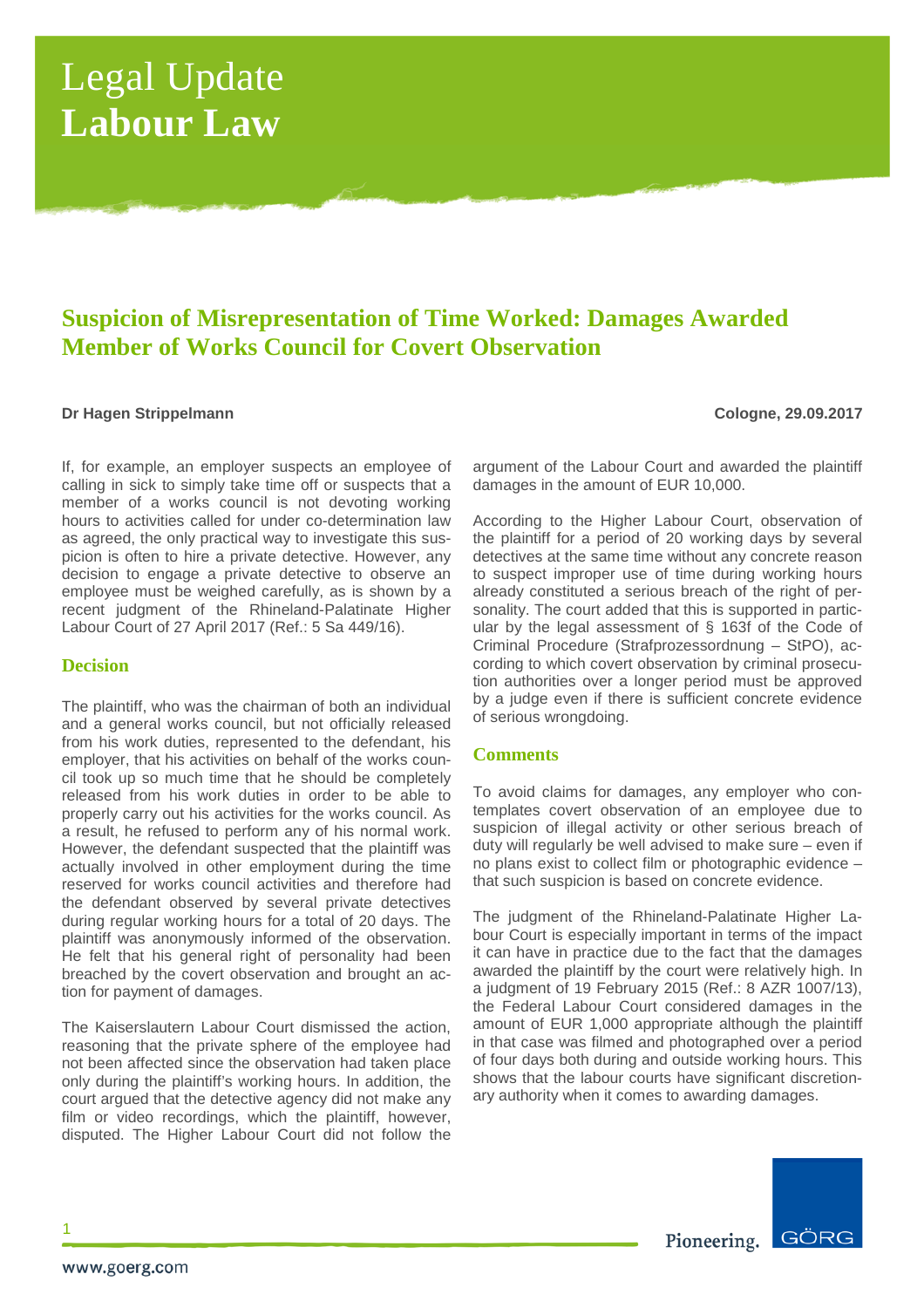# Legal Update
# **Labour Law**

## Suspicion of Misrepresentation of Time Worked: Damages Awarded Member of Works Council for Covert Observation

**Dr Hagen Strippelmann** **Cologne, 29.09.2017**

If, for example, an employer suspects an employee of calling in sick to simply take time off or suspects that a member of a works council is not devoting working hours to activities called for under co-determination law as agreed, the only practical way to investigate this suspicion is often to hire a private detective. However, any decision to engage a private detective to observe an employee must be weighed carefully, as is shown by a recent judgment of the Rhineland-Palatinate Higher Labour Court of 27 April 2017 (Ref.: 5 Sa 449/16).

### Decision

The plaintiff, who was the chairman of both an individual and a general works council, but not officially released from his work duties, represented to the defendant, his employer, that his activities on behalf of the works council took up so much time that he should be completely released from his work duties in order to be able to properly carry out his activities for the works council. As a result, he refused to perform any of his normal work. However, the defendant suspected that the plaintiff was actually involved in other employment during the time reserved for works council activities and therefore had the defendant observed by several private detectives during regular working hours for a total of 20 days. The plaintiff was anonymously informed of the observation. He felt that his general right of personality had been breached by the covert observation and brought an action for payment of damages.

The Kaiserslautern Labour Court dismissed the action, reasoning that the private sphere of the employee had not been affected since the observation had taken place only during the plaintiff's working hours. In addition, the court argued that the detective agency did not make any film or video recordings, which the plaintiff, however, disputed. The Higher Labour Court did not follow the argument of the Labour Court and awarded the plaintiff damages in the amount of EUR 10,000.

According to the Higher Labour Court, observation of the plaintiff for a period of 20 working days by several detectives at the same time without any concrete reason to suspect improper use of time during working hours already constituted a serious breach of the right of personality. The court added that this is supported in particular by the legal assessment of § 163f of the Code of Criminal Procedure (Strafprozessordnung – StPO), according to which covert observation by criminal prosecution authorities over a longer period must be approved by a judge even if there is sufficient concrete evidence of serious wrongdoing.

### Comments

To avoid claims for damages, any employer who contemplates covert observation of an employee due to suspicion of illegal activity or other serious breach of duty will regularly be well advised to make sure – even if no plans exist to collect film or photographic evidence – that such suspicion is based on concrete evidence.

The judgment of the Rhineland-Palatinate Higher Labour Court is especially important in terms of the impact it can have in practice due to the fact that the damages awarded the plaintiff by the court were relatively high. In a judgment of 19 February 2015 (Ref.: 8 AZR 1007/13), the Federal Labour Court considered damages in the amount of EUR 1,000 appropriate although the plaintiff in that case was filmed and photographed over a period of four days both during and outside working hours. This shows that the labour courts have significant discretionary authority when it comes to awarding damages.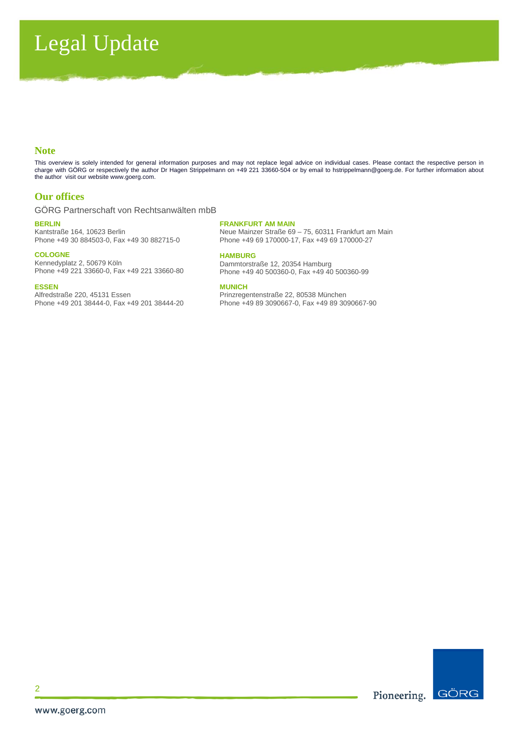# Legal Update

## Note

This overview is solely intended for general information purposes and may not replace legal advice on individual cases. Please contact the respective person in charge with GÖRG or respectively the author Dr Hagen Strippelmann on +49 221 33660-504 or by email to hstrippelmann@goerg.de. For further information about the author visit our website www.goerg.com.

## Our offices

GÖRG Partnerschaft von Rechtsanwälten mbB

**BERLIN**
Kantstraße 164, 10623 Berlin
Phone +49 30 884503-0, Fax +49 30 882715-0

**COLOGNE**
Kennedyplatz 2, 50679 Köln
Phone +49 221 33660-0, Fax +49 221 33660-80

**ESSEN**
Alfredstraße 220, 45131 Essen
Phone +49 201 38444-0, Fax +49 201 38444-20

**FRANKFURT AM MAIN**
Neue Mainzer Straße 69 – 75, 60311 Frankfurt am Main
Phone +49 69 170000-17, Fax +49 69 170000-27

**HAMBURG**
Dammtorstraße 12, 20354 Hamburg
Phone +49 40 500360-0, Fax +49 40 500360-99

**MUNICH**
Prinzregentenstraße 22, 80538 München
Phone +49 89 3090667-0, Fax +49 89 3090667-90

Pioneering. GÖRG

www.goerg.com